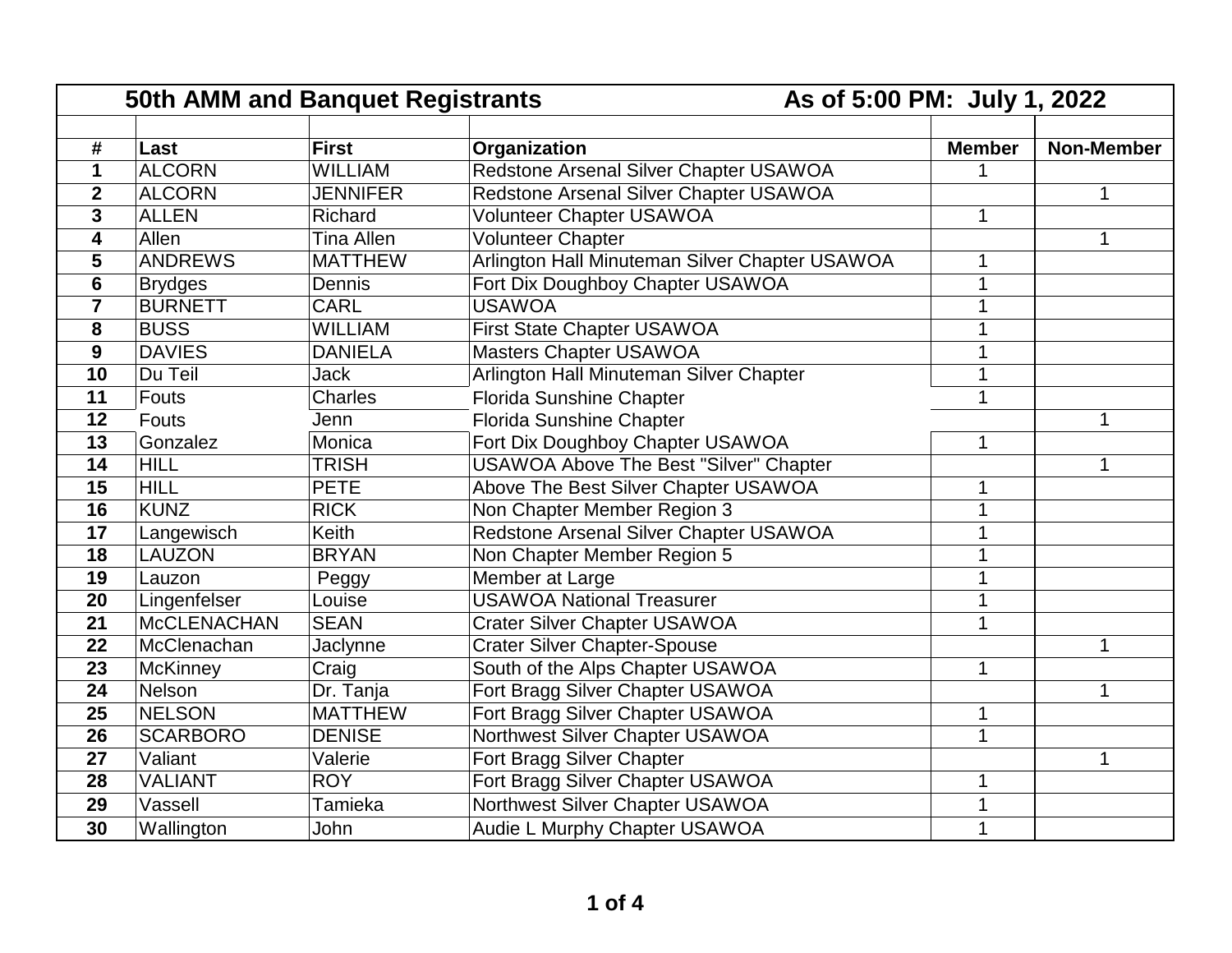## 50th AMM and Banquet Registrants — As of 5:00 PM: July 1, 2022

| # | Last | First | Organization | Member | Non-Member |
|---|---|---|---|---|---|
| 1 | ALCORN | WILLIAM | Redstone Arsenal Silver Chapter USAWOA | 1 | |
| 2 | ALCORN | JENNIFER | Redstone Arsenal Silver Chapter USAWOA | | 1 |
| 3 | ALLEN | Richard | Volunteer Chapter USAWOA | 1 | |
| 4 | Allen | Tina Allen | Volunteer Chapter | | 1 |
| 5 | ANDREWS | MATTHEW | Arlington Hall Minuteman Silver Chapter USAWOA | 1 | |
| 6 | Brydges | Dennis | Fort Dix Doughboy Chapter USAWOA | 1 | |
| 7 | BURNETT | CARL | USAWOA | 1 | |
| 8 | BUSS | WILLIAM | First State Chapter USAWOA | 1 | |
| 9 | DAVIES | DANIELA | Masters Chapter USAWOA | 1 | |
| 10 | Du Teil | Jack | Arlington Hall Minuteman Silver Chapter | 1 | |
| 11 | Fouts | Charles | Florida Sunshine Chapter | 1 | |
| 12 | Fouts | Jenn | Florida Sunshine Chapter | | 1 |
| 13 | Gonzalez | Monica | Fort Dix Doughboy Chapter USAWOA | 1 | |
| 14 | HILL | TRISH | USAWOA Above The Best "Silver" Chapter | | 1 |
| 15 | HILL | PETE | Above The Best Silver Chapter USAWOA | 1 | |
| 16 | KUNZ | RICK | Non Chapter Member Region 3 | 1 | |
| 17 | Langewisch | Keith | Redstone Arsenal Silver Chapter USAWOA | 1 | |
| 18 | LAUZON | BRYAN | Non Chapter Member Region 5 | 1 | |
| 19 | Lauzon | Peggy | Member at Large | 1 | |
| 20 | Lingenfelser | Louise | USAWOA National Treasurer | 1 | |
| 21 | McCLENACHAN | SEAN | Crater Silver Chapter USAWOA | 1 | |
| 22 | McClenachan | Jaclynne | Crater Silver Chapter-Spouse | | 1 |
| 23 | McKinney | Craig | South of the Alps Chapter USAWOA | 1 | |
| 24 | Nelson | Dr. Tanja | Fort Bragg Silver Chapter USAWOA | | 1 |
| 25 | NELSON | MATTHEW | Fort Bragg Silver Chapter USAWOA | 1 | |
| 26 | SCARBORO | DENISE | Northwest Silver Chapter USAWOA | 1 | |
| 27 | Valiant | Valerie | Fort Bragg Silver Chapter | | 1 |
| 28 | VALIANT | ROY | Fort Bragg Silver Chapter USAWOA | 1 | |
| 29 | Vassell | Tamieka | Northwest Silver Chapter USAWOA | 1 | |
| 30 | Wallington | John | Audie L Murphy Chapter USAWOA | 1 | |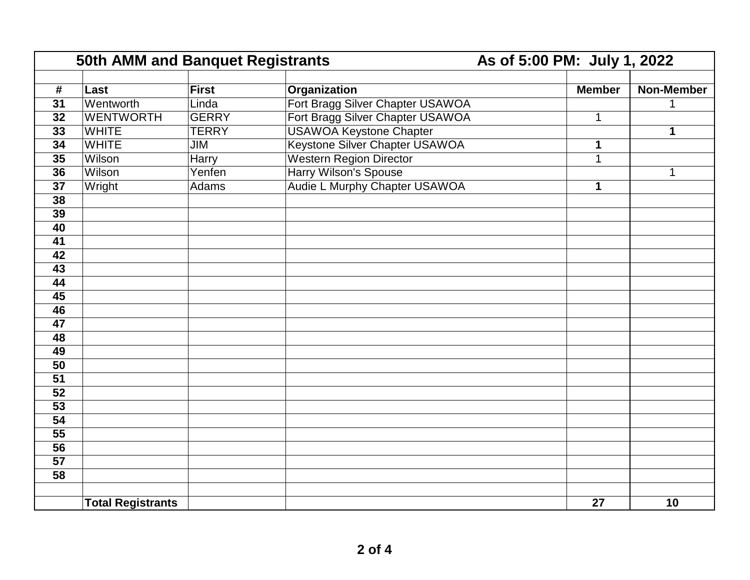## 50th AMM and Banquet Registrants — As of 5:00 PM: July 1, 2022

| # | Last | First | Organization | Member | Non-Member |
|---|---|---|---|---|---|
| 31 | Wentworth | Linda | Fort Bragg Silver Chapter USAWOA | | 1 |
| 32 | WENTWORTH | GERRY | Fort Bragg Silver Chapter USAWOA | 1 | |
| 33 | WHITE | TERRY | USAWOA Keystone Chapter | | **1** |
| 34 | WHITE | JIM | Keystone Silver Chapter USAWOA | **1** | |
| 35 | Wilson | Harry | Western Region Director | 1 | |
| 36 | Wilson | Yenfen | Harry Wilson's Spouse | | 1 |
| 37 | Wright | Adams | Audie L Murphy Chapter USAWOA | **1** | |
| 38 | | | | | |
| 39 | | | | | |
| 40 | | | | | |
| 41 | | | | | |
| 42 | | | | | |
| 43 | | | | | |
| 44 | | | | | |
| 45 | | | | | |
| 46 | | | | | |
| 47 | | | | | |
| 48 | | | | | |
| 49 | | | | | |
| 50 | | | | | |
| 51 | | | | | |
| 52 | | | | | |
| 53 | | | | | |
| 54 | | | | | |
| 55 | | | | | |
| 56 | | | | | |
| 57 | | | | | |
| 58 | | | | | |
| | | | | | |
| | **Total Registrants** | | | **27** | **10** |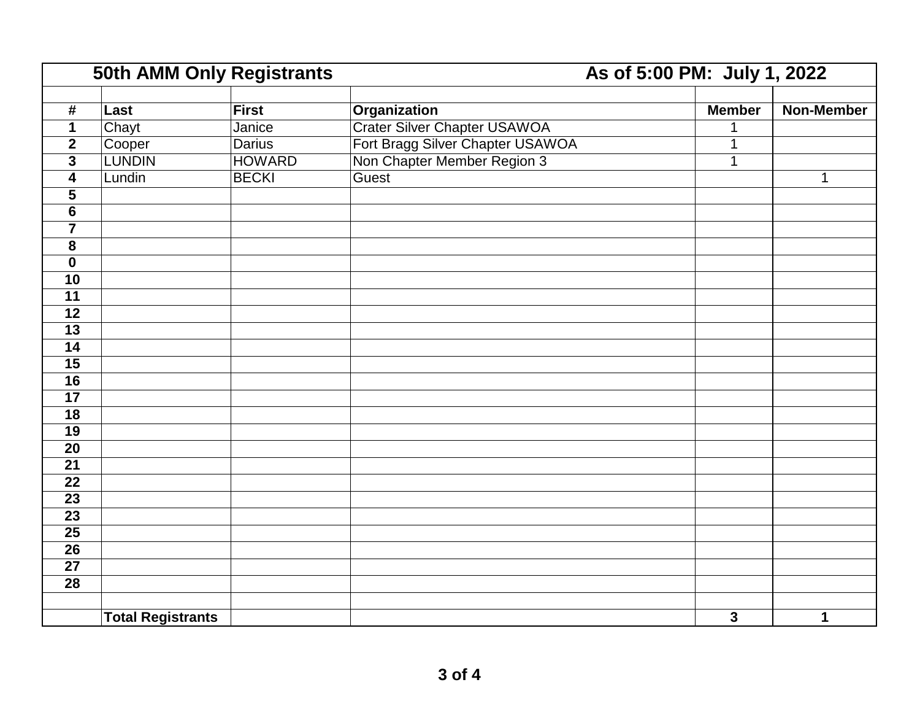| 50th AMM Only Registrants | | | As of 5:00 PM: July 1, 2022 | | |
|---|---|---|---|---|---|
| | | | | | |
| **#** | **Last** | **First** | **Organization** | **Member** | **Non-Member** |
| **1** | Chayt | Janice | Crater Silver Chapter USAWOA | 1 | |
| **2** | Cooper | Darius | Fort Bragg Silver Chapter USAWOA | 1 | |
| **3** | LUNDIN | HOWARD | Non Chapter Member Region 3 | 1 | |
| **4** | Lundin | BECKI | Guest | | 1 |
| **5** | | | | | |
| **6** | | | | | |
| **7** | | | | | |
| **8** | | | | | |
| **0** | | | | | |
| **10** | | | | | |
| **11** | | | | | |
| **12** | | | | | |
| **13** | | | | | |
| **14** | | | | | |
| **15** | | | | | |
| **16** | | | | | |
| **17** | | | | | |
| **18** | | | | | |
| **19** | | | | | |
| **20** | | | | | |
| **21** | | | | | |
| **22** | | | | | |
| **23** | | | | | |
| **23** | | | | | |
| **25** | | | | | |
| **26** | | | | | |
| **27** | | | | | |
| **28** | | | | | |
| | | | | | |
| | **Total Registrants** | | | **3** | **1** |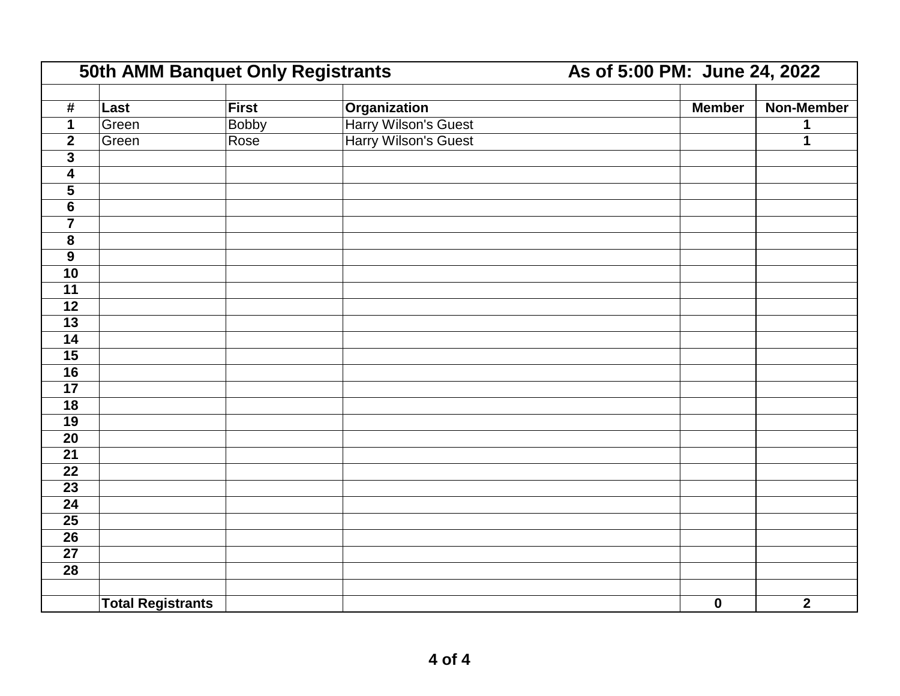| 50th AMM Banquet Only Registrants | | | | As of 5:00 PM: June 24, 2022 | |
|---|---|---|---|---|---|
| | | | | | |
| # | Last | First | Organization | Member | Non-Member |
| 1 | Green | Bobby | Harry Wilson's Guest | | 1 |
| 2 | Green | Rose | Harry Wilson's Guest | | 1 |
| 3 | | | | | |
| 4 | | | | | |
| 5 | | | | | |
| 6 | | | | | |
| 7 | | | | | |
| 8 | | | | | |
| 9 | | | | | |
| 10 | | | | | |
| 11 | | | | | |
| 12 | | | | | |
| 13 | | | | | |
| 14 | | | | | |
| 15 | | | | | |
| 16 | | | | | |
| 17 | | | | | |
| 18 | | | | | |
| 19 | | | | | |
| 20 | | | | | |
| 21 | | | | | |
| 22 | | | | | |
| 23 | | | | | |
| 24 | | | | | |
| 25 | | | | | |
| 26 | | | | | |
| 27 | | | | | |
| 28 | | | | | |
| | | | | | |
| | **Total Registrants** | | | **0** | **2** |